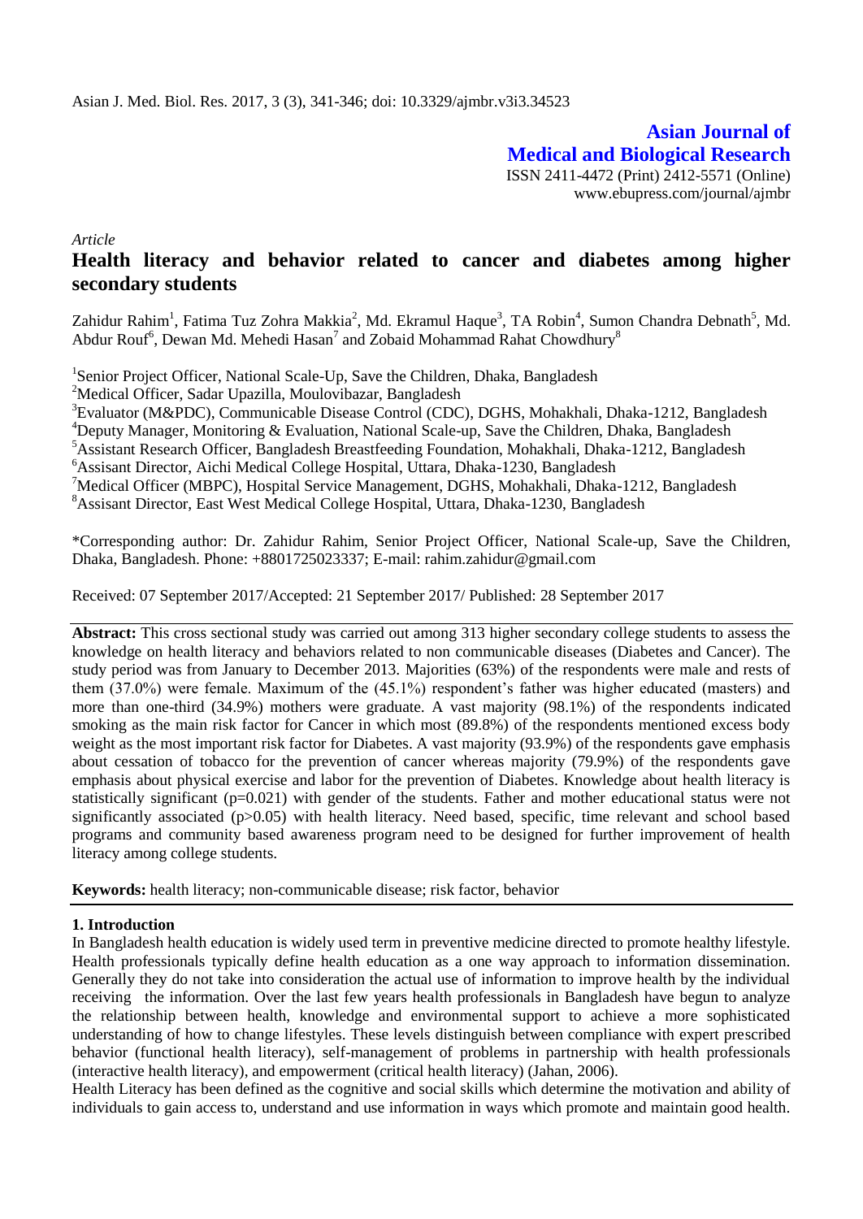Asian J. Med. Biol. Res. 2017, 3 (3), 341-346; doi: 10.3329/ajmbr.v3i3.34523

**Asian Journal of Medical and Biological Research**

ISSN 2411-4472 (Print) 2412-5571 (Online)
www.ebupress.com/journal/ajmbr

*Article*

# Health literacy and behavior related to cancer and diabetes among higher secondary students

Zahidur Rahim[1], Fatima Tuz Zohra Makkia[2], Md. Ekramul Haque[3], TA Robin[4], Sumon Chandra Debnath[5], Md. Abdur Rouf[6], Dewan Md. Mehedi Hasan[7] and Zobaid Mohammad Rahat Chowdhury[8]

[1]Senior Project Officer, National Scale-Up, Save the Children, Dhaka, Bangladesh
[2]Medical Officer, Sadar Upazilla, Moulovibazar, Bangladesh
[3]Evaluator (M&PDC), Communicable Disease Control (CDC), DGHS, Mohakhali, Dhaka-1212, Bangladesh
[4]Deputy Manager, Monitoring & Evaluation, National Scale-up, Save the Children, Dhaka, Bangladesh
[5]Assistant Research Officer, Bangladesh Breastfeeding Foundation, Mohakhali, Dhaka-1212, Bangladesh
[6]Assisant Director, Aichi Medical College Hospital, Uttara, Dhaka-1230, Bangladesh
[7]Medical Officer (MBPC), Hospital Service Management, DGHS, Mohakhali, Dhaka-1212, Bangladesh
[8]Assisant Director, East West Medical College Hospital, Uttara, Dhaka-1230, Bangladesh

*Corresponding author: Dr. Zahidur Rahim, Senior Project Officer, National Scale-up, Save the Children, Dhaka, Bangladesh. Phone: +8801725023337; E-mail: rahim.zahidur@gmail.com

Received: 07 September 2017/Accepted: 21 September 2017/ Published: 28 September 2017

**Abstract:** This cross sectional study was carried out among 313 higher secondary college students to assess the knowledge on health literacy and behaviors related to non communicable diseases (Diabetes and Cancer). The study period was from January to December 2013. Majorities (63%) of the respondents were male and rests of them (37.0%) were female. Maximum of the (45.1%) respondent's father was higher educated (masters) and more than one-third (34.9%) mothers were graduate. A vast majority (98.1%) of the respondents indicated smoking as the main risk factor for Cancer in which most (89.8%) of the respondents mentioned excess body weight as the most important risk factor for Diabetes. A vast majority (93.9%) of the respondents gave emphasis about cessation of tobacco for the prevention of cancer whereas majority (79.9%) of the respondents gave emphasis about physical exercise and labor for the prevention of Diabetes. Knowledge about health literacy is statistically significant ($p=0.021$) with gender of the students. Father and mother educational status were not significantly associated ($p>0.05$) with health literacy. Need based, specific, time relevant and school based programs and community based awareness program need to be designed for further improvement of health literacy among college students.

**Keywords:** health literacy; non-communicable disease; risk factor, behavior

## 1. Introduction

In Bangladesh health education is widely used term in preventive medicine directed to promote healthy lifestyle. Health professionals typically define health education as a one way approach to information dissemination. Generally they do not take into consideration the actual use of information to improve health by the individual receiving the information. Over the last few years health professionals in Bangladesh have begun to analyze the relationship between health, knowledge and environmental support to achieve a more sophisticated understanding of how to change lifestyles. These levels distinguish between compliance with expert prescribed behavior (functional health literacy), self-management of problems in partnership with health professionals (interactive health literacy), and empowerment (critical health literacy) (Jahan, 2006).

Health Literacy has been defined as the cognitive and social skills which determine the motivation and ability of individuals to gain access to, understand and use information in ways which promote and maintain good health.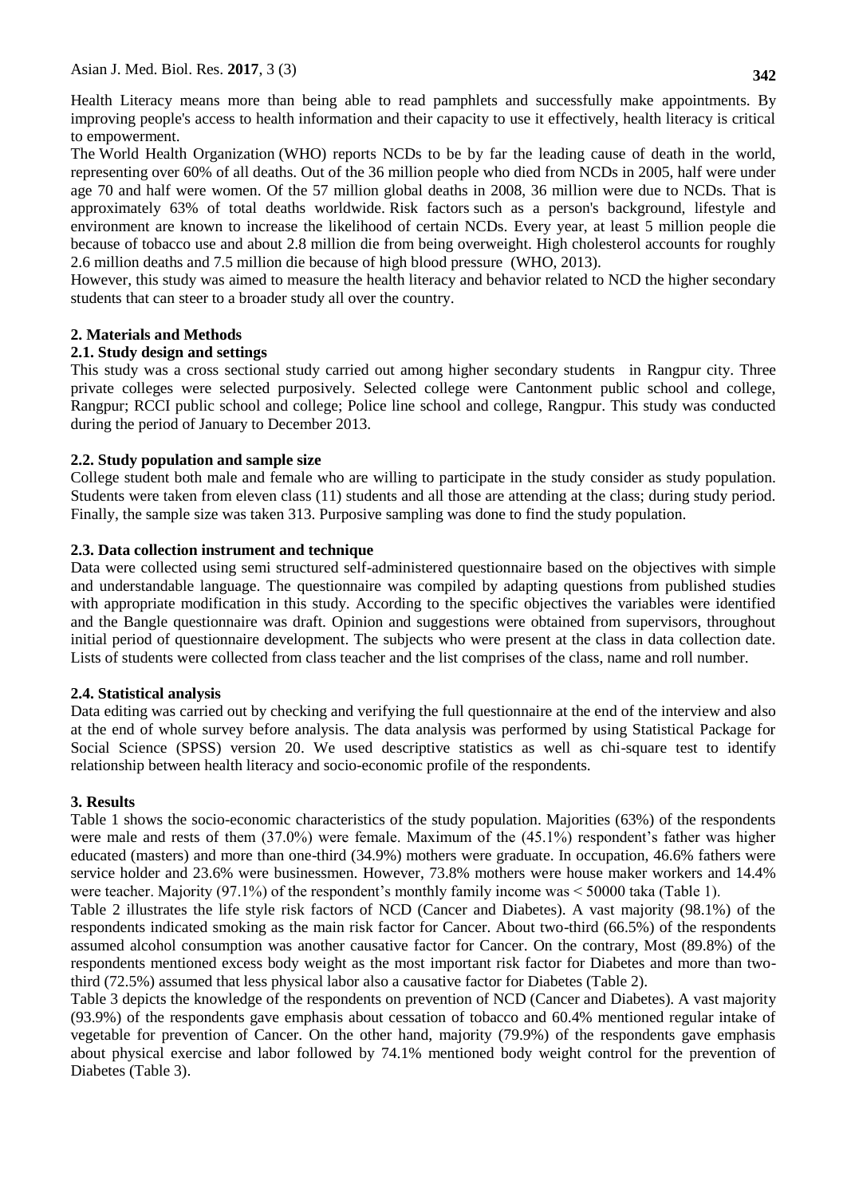Health Literacy means more than being able to read pamphlets and successfully make appointments. By improving people's access to health information and their capacity to use it effectively, health literacy is critical to empowerment.

The World Health Organization (WHO) reports NCDs to be by far the leading cause of death in the world, representing over 60% of all deaths. Out of the 36 million people who died from NCDs in 2005, half were under age 70 and half were women. Of the 57 million global deaths in 2008, 36 million were due to NCDs. That is approximately 63% of total deaths worldwide. Risk factors such as a person's background, lifestyle and environment are known to increase the likelihood of certain NCDs. Every year, at least 5 million people die because of tobacco use and about 2.8 million die from being overweight. High cholesterol accounts for roughly 2.6 million deaths and 7.5 million die because of high blood pressure (WHO, 2013).

However, this study was aimed to measure the health literacy and behavior related to NCD the higher secondary students that can steer to a broader study all over the country.

## 2. Materials and Methods

### 2.1. Study design and settings

This study was a cross sectional study carried out among higher secondary students in Rangpur city. Three private colleges were selected purposively. Selected college were Cantonment public school and college, Rangpur; RCCI public school and college; Police line school and college, Rangpur. This study was conducted during the period of January to December 2013.

### 2.2. Study population and sample size

College student both male and female who are willing to participate in the study consider as study population. Students were taken from eleven class (11) students and all those are attending at the class; during study period. Finally, the sample size was taken 313. Purposive sampling was done to find the study population.

### 2.3. Data collection instrument and technique

Data were collected using semi structured self-administered questionnaire based on the objectives with simple and understandable language. The questionnaire was compiled by adapting questions from published studies with appropriate modification in this study. According to the specific objectives the variables were identified and the Bangle questionnaire was draft. Opinion and suggestions were obtained from supervisors, throughout initial period of questionnaire development. The subjects who were present at the class in data collection date. Lists of students were collected from class teacher and the list comprises of the class, name and roll number.

### 2.4. Statistical analysis

Data editing was carried out by checking and verifying the full questionnaire at the end of the interview and also at the end of whole survey before analysis. The data analysis was performed by using Statistical Package for Social Science (SPSS) version 20. We used descriptive statistics as well as chi-square test to identify relationship between health literacy and socio-economic profile of the respondents.

## 3. Results

Table 1 shows the socio-economic characteristics of the study population. Majorities (63%) of the respondents were male and rests of them (37.0%) were female. Maximum of the (45.1%) respondent's father was higher educated (masters) and more than one-third (34.9%) mothers were graduate. In occupation, 46.6% fathers were service holder and 23.6% were businessmen. However, 73.8% mothers were house maker workers and 14.4% were teacher. Majority (97.1%) of the respondent's monthly family income was < 50000 taka (Table 1).

Table 2 illustrates the life style risk factors of NCD (Cancer and Diabetes). A vast majority (98.1%) of the respondents indicated smoking as the main risk factor for Cancer. About two-third (66.5%) of the respondents assumed alcohol consumption was another causative factor for Cancer. On the contrary, Most (89.8%) of the respondents mentioned excess body weight as the most important risk factor for Diabetes and more than two-third (72.5%) assumed that less physical labor also a causative factor for Diabetes (Table 2).

Table 3 depicts the knowledge of the respondents on prevention of NCD (Cancer and Diabetes). A vast majority (93.9%) of the respondents gave emphasis about cessation of tobacco and 60.4% mentioned regular intake of vegetable for prevention of Cancer. On the other hand, majority (79.9%) of the respondents gave emphasis about physical exercise and labor followed by 74.1% mentioned body weight control for the prevention of Diabetes (Table 3).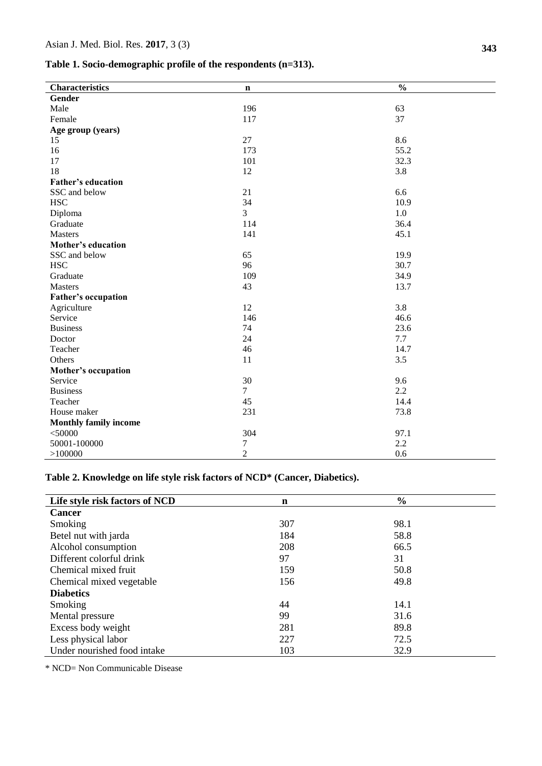**Table 1. Socio-demographic profile of the respondents (n=313).**

| Characteristics | n | % |
|---|---|---|
| **Gender** | | |
| Male | 196 | 63 |
| Female | 117 | 37 |
| **Age group (years)** | | |
| 15 | 27 | 8.6 |
| 16 | 173 | 55.2 |
| 17 | 101 | 32.3 |
| 18 | 12 | 3.8 |
| **Father's education** | | |
| SSC and below | 21 | 6.6 |
| HSC | 34 | 10.9 |
| Diploma | 3 | 1.0 |
| Graduate | 114 | 36.4 |
| Masters | 141 | 45.1 |
| **Mother's education** | | |
| SSC and below | 65 | 19.9 |
| HSC | 96 | 30.7 |
| Graduate | 109 | 34.9 |
| Masters | 43 | 13.7 |
| **Father's occupation** | | |
| Agriculture | 12 | 3.8 |
| Service | 146 | 46.6 |
| Business | 74 | 23.6 |
| Doctor | 24 | 7.7 |
| Teacher | 46 | 14.7 |
| Others | 11 | 3.5 |
| **Mother's occupation** | | |
| Service | 30 | 9.6 |
| Business | 7 | 2.2 |
| Teacher | 45 | 14.4 |
| House maker | 231 | 73.8 |
| **Monthly family income** | | |
| <50000 | 304 | 97.1 |
| 50001-100000 | 7 | 2.2 |
| >100000 | 2 | 0.6 |

**Table 2. Knowledge on life style risk factors of NCD* (Cancer, Diabetics).**

| Life style risk factors of NCD | n | % |
|---|---|---|
| **Cancer** | | |
| Smoking | 307 | 98.1 |
| Betel nut with jarda | 184 | 58.8 |
| Alcohol consumption | 208 | 66.5 |
| Different colorful drink | 97 | 31 |
| Chemical mixed fruit | 159 | 50.8 |
| Chemical mixed vegetable | 156 | 49.8 |
| **Diabetics** | | |
| Smoking | 44 | 14.1 |
| Mental pressure | 99 | 31.6 |
| Excess body weight | 281 | 89.8 |
| Less physical labor | 227 | 72.5 |
| Under nourished food intake | 103 | 32.9 |

* NCD= Non Communicable Disease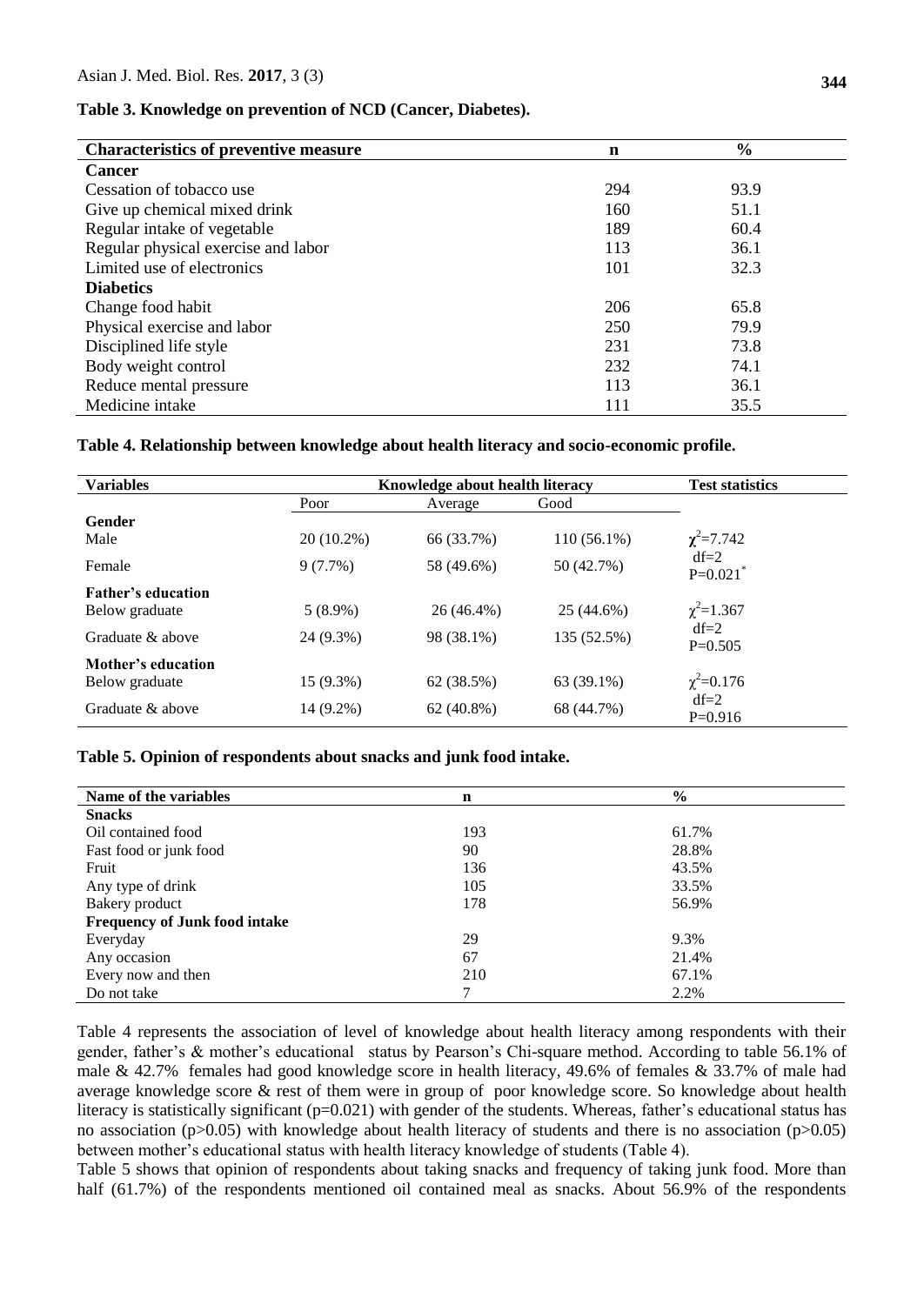**Table 3. Knowledge on prevention of NCD (Cancer, Diabetes).**

| Characteristics of preventive measure | n | % |
|---|---|---|
| **Cancer** | | |
| Cessation of tobacco use | 294 | 93.9 |
| Give up chemical mixed drink | 160 | 51.1 |
| Regular intake of vegetable | 189 | 60.4 |
| Regular physical exercise and labor | 113 | 36.1 |
| Limited use of electronics | 101 | 32.3 |
| **Diabetics** | | |
| Change food habit | 206 | 65.8 |
| Physical exercise and labor | 250 | 79.9 |
| Disciplined life style | 231 | 73.8 |
| Body weight control | 232 | 74.1 |
| Reduce mental pressure | 113 | 36.1 |
| Medicine intake | 111 | 35.5 |

**Table 4. Relationship between knowledge about health literacy and socio-economic profile.**

| Variables | Knowledge about health literacy | | | Test statistics |
|---|---|---|---|---|
| | Poor | Average | Good | |
| **Gender** | | | | |
| Male | 20 (10.2%) | 66 (33.7%) | 110 (56.1%) | $\chi^2$=7.742 |
| Female | 9 (7.7%) | 58 (49.6%) | 50 (42.7%) | df=2 P=0.021* |
| **Father's education** | | | | |
| Below graduate | 5 (8.9%) | 26 (46.4%) | 25 (44.6%) | $\chi^2$=1.367 |
| Graduate & above | 24 (9.3%) | 98 (38.1%) | 135 (52.5%) | df=2 P=0.505 |
| **Mother's education** | | | | |
| Below graduate | 15 (9.3%) | 62 (38.5%) | 63 (39.1%) | $\chi^2$=0.176 |
| Graduate & above | 14 (9.2%) | 62 (40.8%) | 68 (44.7%) | df=2 P=0.916 |

**Table 5. Opinion of respondents about snacks and junk food intake.**

| Name of the variables | n | % |
|---|---|---|
| **Snacks** | | |
| Oil contained food | 193 | 61.7% |
| Fast food or junk food | 90 | 28.8% |
| Fruit | 136 | 43.5% |
| Any type of drink | 105 | 33.5% |
| Bakery product | 178 | 56.9% |
| **Frequency of Junk food intake** | | |
| Everyday | 29 | 9.3% |
| Any occasion | 67 | 21.4% |
| Every now and then | 210 | 67.1% |
| Do not take | 7 | 2.2% |

Table 4 represents the association of level of knowledge about health literacy among respondents with their gender, father's & mother's educational status by Pearson's Chi-square method. According to table 56.1% of male & 42.7% females had good knowledge score in health literacy, 49.6% of females & 33.7% of male had average knowledge score & rest of them were in group of poor knowledge score. So knowledge about health literacy is statistically significant (p=0.021) with gender of the students. Whereas, father's educational status has no association (p>0.05) with knowledge about health literacy of students and there is no association (p>0.05) between mother's educational status with health literacy knowledge of students (Table 4).

Table 5 shows that opinion of respondents about taking snacks and frequency of taking junk food. More than half (61.7%) of the respondents mentioned oil contained meal as snacks. About 56.9% of the respondents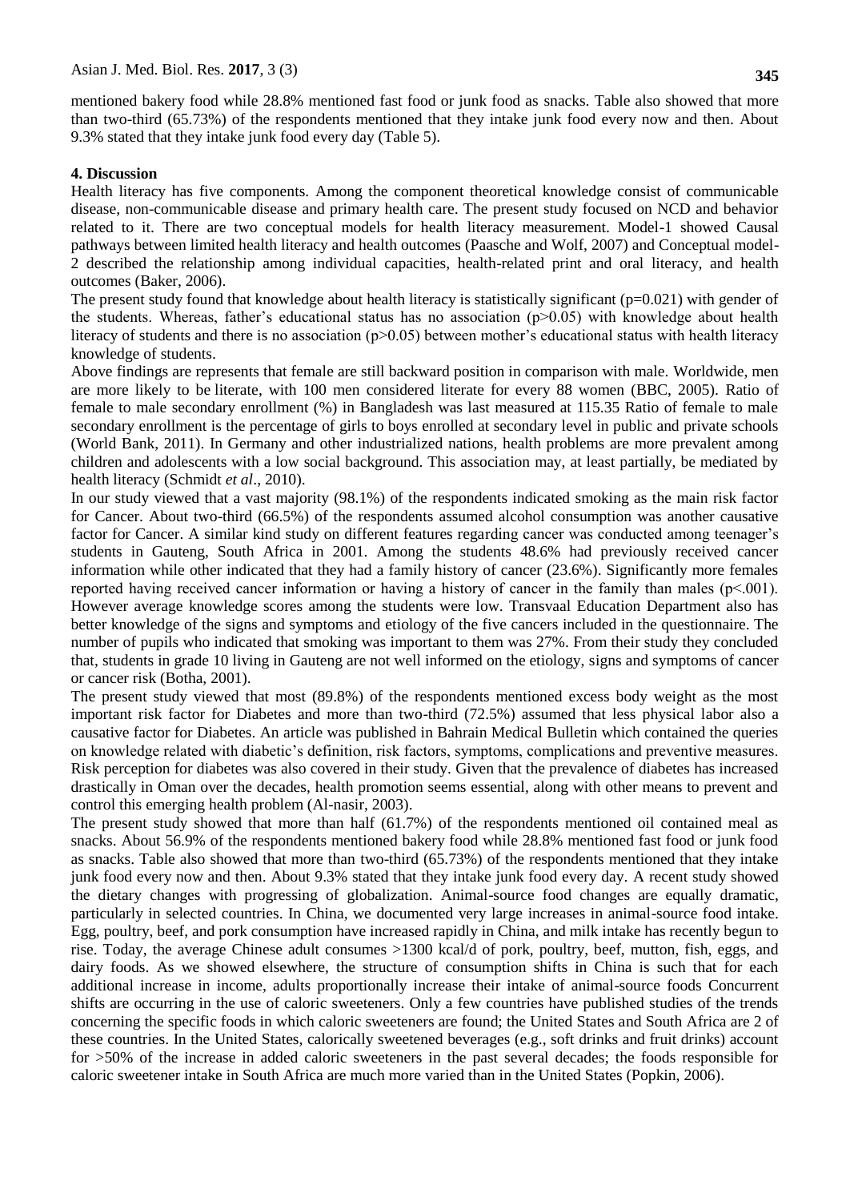mentioned bakery food while 28.8% mentioned fast food or junk food as snacks. Table also showed that more than two-third (65.73%) of the respondents mentioned that they intake junk food every now and then. About 9.3% stated that they intake junk food every day (Table 5).

## 4. Discussion

Health literacy has five components. Among the component theoretical knowledge consist of communicable disease, non-communicable disease and primary health care. The present study focused on NCD and behavior related to it. There are two conceptual models for health literacy measurement. Model-1 showed Causal pathways between limited health literacy and health outcomes (Paasche and Wolf, 2007) and Conceptual model-2 described the relationship among individual capacities, health-related print and oral literacy, and health outcomes (Baker, 2006).

The present study found that knowledge about health literacy is statistically significant ($p=0.021$) with gender of the students. Whereas, father's educational status has no association ($p>0.05$) with knowledge about health literacy of students and there is no association ($p>0.05$) between mother's educational status with health literacy knowledge of students.

Above findings are represents that female are still backward position in comparison with male. Worldwide, men are more likely to be literate, with 100 men considered literate for every 88 women (BBC, 2005). Ratio of female to male secondary enrollment (%) in Bangladesh was last measured at 115.35 Ratio of female to male secondary enrollment is the percentage of girls to boys enrolled at secondary level in public and private schools (World Bank, 2011). In Germany and other industrialized nations, health problems are more prevalent among children and adolescents with a low social background. This association may, at least partially, be mediated by health literacy (Schmidt *et al*., 2010).

In our study viewed that a vast majority (98.1%) of the respondents indicated smoking as the main risk factor for Cancer. About two-third (66.5%) of the respondents assumed alcohol consumption was another causative factor for Cancer. A similar kind study on different features regarding cancer was conducted among teenager's students in Gauteng, South Africa in 2001. Among the students 48.6% had previously received cancer information while other indicated that they had a family history of cancer (23.6%). Significantly more females reported having received cancer information or having a history of cancer in the family than males ($p<.001$). However average knowledge scores among the students were low. Transvaal Education Department also has better knowledge of the signs and symptoms and etiology of the five cancers included in the questionnaire. The number of pupils who indicated that smoking was important to them was 27%. From their study they concluded that, students in grade 10 living in Gauteng are not well informed on the etiology, signs and symptoms of cancer or cancer risk (Botha, 2001).

The present study viewed that most (89.8%) of the respondents mentioned excess body weight as the most important risk factor for Diabetes and more than two-third (72.5%) assumed that less physical labor also a causative factor for Diabetes. An article was published in Bahrain Medical Bulletin which contained the queries on knowledge related with diabetic's definition, risk factors, symptoms, complications and preventive measures. Risk perception for diabetes was also covered in their study. Given that the prevalence of diabetes has increased drastically in Oman over the decades, health promotion seems essential, along with other means to prevent and control this emerging health problem (Al-nasir, 2003).

The present study showed that more than half (61.7%) of the respondents mentioned oil contained meal as snacks. About 56.9% of the respondents mentioned bakery food while 28.8% mentioned fast food or junk food as snacks. Table also showed that more than two-third (65.73%) of the respondents mentioned that they intake junk food every now and then. About 9.3% stated that they intake junk food every day. A recent study showed the dietary changes with progressing of globalization. Animal-source food changes are equally dramatic, particularly in selected countries. In China, we documented very large increases in animal-source food intake. Egg, poultry, beef, and pork consumption have increased rapidly in China, and milk intake has recently begun to rise. Today, the average Chinese adult consumes >1300 kcal/d of pork, poultry, beef, mutton, fish, eggs, and dairy foods. As we showed elsewhere, the structure of consumption shifts in China is such that for each additional increase in income, adults proportionally increase their intake of animal-source foods Concurrent shifts are occurring in the use of caloric sweeteners. Only a few countries have published studies of the trends concerning the specific foods in which caloric sweeteners are found; the United States and South Africa are 2 of these countries. In the United States, calorically sweetened beverages (e.g., soft drinks and fruit drinks) account for >50% of the increase in added caloric sweeteners in the past several decades; the foods responsible for caloric sweetener intake in South Africa are much more varied than in the United States (Popkin, 2006).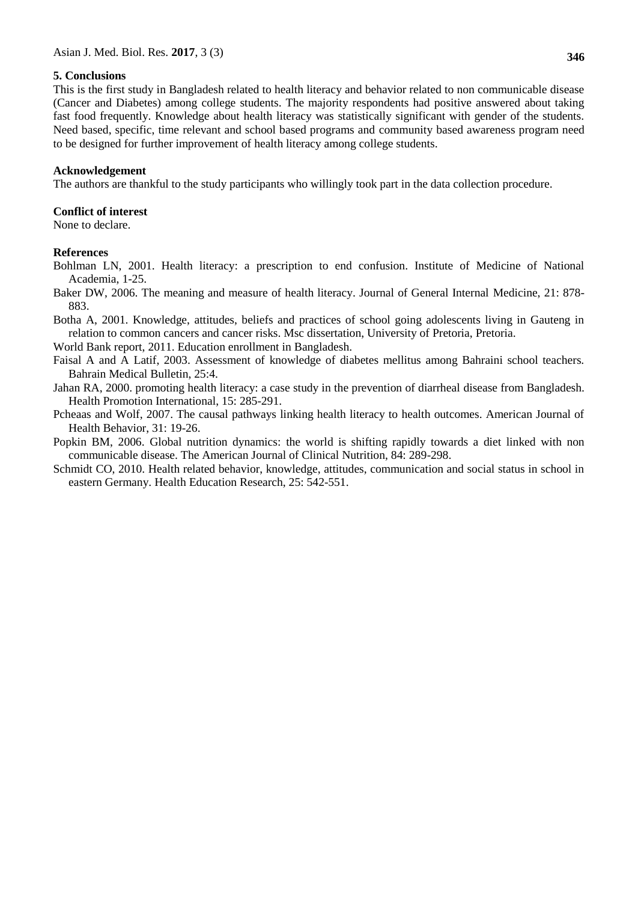## 5. Conclusions

This is the first study in Bangladesh related to health literacy and behavior related to non communicable disease (Cancer and Diabetes) among college students. The majority respondents had positive answered about taking fast food frequently. Knowledge about health literacy was statistically significant with gender of the students. Need based, specific, time relevant and school based programs and community based awareness program need to be designed for further improvement of health literacy among college students.

**Acknowledgement**

The authors are thankful to the study participants who willingly took part in the data collection procedure.

**Conflict of interest**

None to declare.

**References**

Bohlman LN, 2001. Health literacy: a prescription to end confusion. Institute of Medicine of National Academia, 1-25.

Baker DW, 2006. The meaning and measure of health literacy. Journal of General Internal Medicine, 21: 878-883.

Botha A, 2001. Knowledge, attitudes, beliefs and practices of school going adolescents living in Gauteng in relation to common cancers and cancer risks. Msc dissertation, University of Pretoria, Pretoria.

World Bank report, 2011. Education enrollment in Bangladesh.

Faisal A and A Latif, 2003. Assessment of knowledge of diabetes mellitus among Bahraini school teachers. Bahrain Medical Bulletin, 25:4.

Jahan RA, 2000. promoting health literacy: a case study in the prevention of diarrheal disease from Bangladesh. Health Promotion International, 15: 285-291.

Pcheaas and Wolf, 2007. The causal pathways linking health literacy to health outcomes. American Journal of Health Behavior, 31: 19-26.

Popkin BM, 2006. Global nutrition dynamics: the world is shifting rapidly towards a diet linked with non communicable disease. The American Journal of Clinical Nutrition, 84: 289-298.

Schmidt CO, 2010. Health related behavior, knowledge, attitudes, communication and social status in school in eastern Germany. Health Education Research, 25: 542-551.